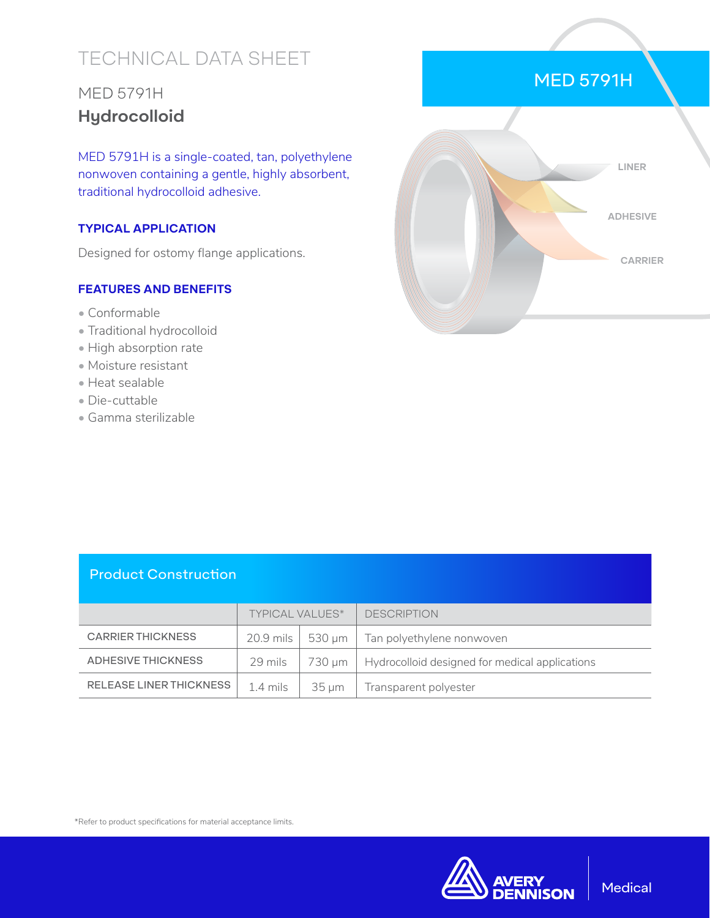# TECHNICAL DATA SHEET

## MED 5791H

## **Hydrocolloid**

MED 5791H is a single-coated, tan, polyethylene nonwoven containing a gentle, highly absorbent, traditional hydrocolloid adhesive.

### TYPICAL APPLICATION

Designed for ostomy flange applications.

### FEATURES AND BENEFITS

- Conformable
- Traditional hydrocolloid
- High absorption rate
- Moisture resistant
- Heat sealable
- Die-cuttable
- Gamma sterilizable

MED 5791H

LINER

ADHESIVE

CARRIER

## Product Construction

| | TYPICAL VALUES* | | DESCRIPTION |
|---|---|---|---|
| CARRIER THICKNESS | 20.9 mils | 530 µm | Tan polyethylene nonwoven |
| ADHESIVE THICKNESS | 29 mils | 730 µm | Hydrocolloid designed for medical applications |
| RELEASE LINER THICKNESS | 1.4 mils | 35 µm | Transparent polyester |

*Refer to product specifications for material acceptance limits.

AVERY DENNISON | Medical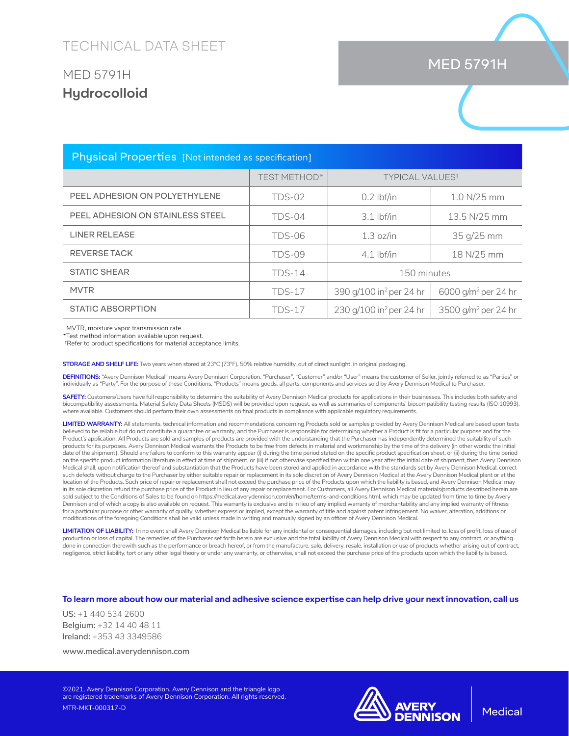TECHNICAL DATA SHEET

# MED 5791H

## Hydrocolloid

MED 5791H

## Physical Properties [Not intended as specification]

| | TEST METHOD* | TYPICAL VALUES† | |
|---|---|---|---|
| PEEL ADHESION ON POLYETHYLENE | TDS-02 | 0.2 lbf/in | 1.0 N/25 mm |
| PEEL ADHESION ON STAINLESS STEEL | TDS-04 | 3.1 lbf/in | 13.5 N/25 mm |
| LINER RELEASE | TDS-06 | 1.3 oz/in | 35 g/25 mm |
| REVERSE TACK | TDS-09 | 4.1 lbf/in | 18 N/25 mm |
| STATIC SHEAR | TDS-14 | 150 minutes | |
| MVTR | TDS-17 | 390 g/100 $in^2$ per 24 hr | 6000 $g/m^2$ per 24 hr |
| STATIC ABSORPTION | TDS-17 | 230 g/100 $in^2$ per 24 hr | 3500 $g/m^2$ per 24 hr |

MVTR, moisture vapor transmission rate.
*Test method information available upon request.
†Refer to product specifications for material acceptance limits.

**STORAGE AND SHELF LIFE:** Two years when stored at 23°C (73°F), 50% relative humidity, out of direct sunlight, in original packaging.

**DEFINITIONS:** "Avery Dennison Medical" means Avery Dennison Corporation. "Purchaser", "Customer" and/or "User" means the customer of Seller, jointly referred to as "Parties" or individually as "Party". For the purpose of these Conditions, "Products" means goods, all parts, components and services sold by Avery Dennison Medical to Purchaser.

**SAFETY:** Customers/Users have full responsibility to determine the suitability of Avery Dennison Medical products for applications in their businesses. This includes both safety and biocompatibility assessments. Material Safety Data Sheets (MSDS) will be provided upon request, as well as summaries of components' biocompatibility testing results (ISO 10993), where available. Customers should perform their own assessments on final products in compliance with applicable regulatory requirements.

**LIMITED WARRANTY:** All statements, technical information and recommendations concerning Products sold or samples provided by Avery Dennison Medical are based upon tests believed to be reliable but do not constitute a guarantee or warranty, and the Purchaser is responsible for determining whether a Product is fit for a particular purpose and for the Product's application. All Products are sold and samples of products are provided with the understanding that the Purchaser has independently determined the suitability of such products for its purposes. Avery Dennison Medical warrants the Products to be free from defects in material and workmanship by the time of the delivery (in other words: the initial date of the shipment). Should any failure to conform to this warranty appear (i) during the time period stated on the specific product specification sheet, or (ii) during the time period on the specific product information literature in effect at time of shipment, or (iii) if not otherwise specified then within one year after the initial date of shipment, then Avery Dennison Medical shall, upon notification thereof and substantiation that the Products have been stored and applied in accordance with the standards set by Avery Dennison Medical, correct such defects without charge to the Purchaser by either suitable repair or replacement in its sole discretion of Avery Dennison Medical at the Avery Dennison Medical plant or at the location of the Products. Such price of repair or replacement shall not exceed the purchase price of the Products upon which the liability is based, and Avery Dennison Medical may in its sole discretion refund the purchase price of the Product in lieu of any repair or replacement. For Customers, all Avery Dennison Medical materials/products described herein are sold subject to the Conditions of Sales to be found on https://medical.averydennison.com/en/home/terms-and-conditions.html, which may be updated from time to time by Avery Dennison and of which a copy is also available on request. This warranty is exclusive and is in lieu of any implied warranty of merchantability and any implied warranty of fitness for a particular purpose or other warranty of quality, whether express or implied, except the warranty of title and against patent infringement. No waiver, alteration, additions or modifications of the foregoing Conditions shall be valid unless made in writing and manually signed by an officer of Avery Dennison Medical.

**LIMITATION OF LIABILITY:** In no event shall Avery Dennison Medical be liable for any incidental or consequential damages, including but not limited to, loss of profit, loss of use of production or loss of capital. The remedies of the Purchaser set forth herein are exclusive and the total liability of Avery Dennison Medical with respect to any contract, or anything done in connection therewith such as the performance or breach hereof, or from the manufacture, sale, delivery, resale, installation or use of products whether arising out of contract, negligence, strict liability, tort or any other legal theory or under any warranty, or otherwise, shall not exceed the purchase price of the products upon which the liability is based.

**To learn more about how our material and adhesive science expertise can help drive your next innovation, call us**

**US:** +1 440 534 2600
**Belgium:** +32 14 40 48 11
**Ireland:** +353 43 3349586

**www.medical.averydennison.com**

©2021, Avery Dennison Corporation. Avery Dennison and the triangle logo are registered trademarks of Avery Dennison Corporation. All rights reserved.

MTR-MKT-000317-D

AVERY DENNISON Medical